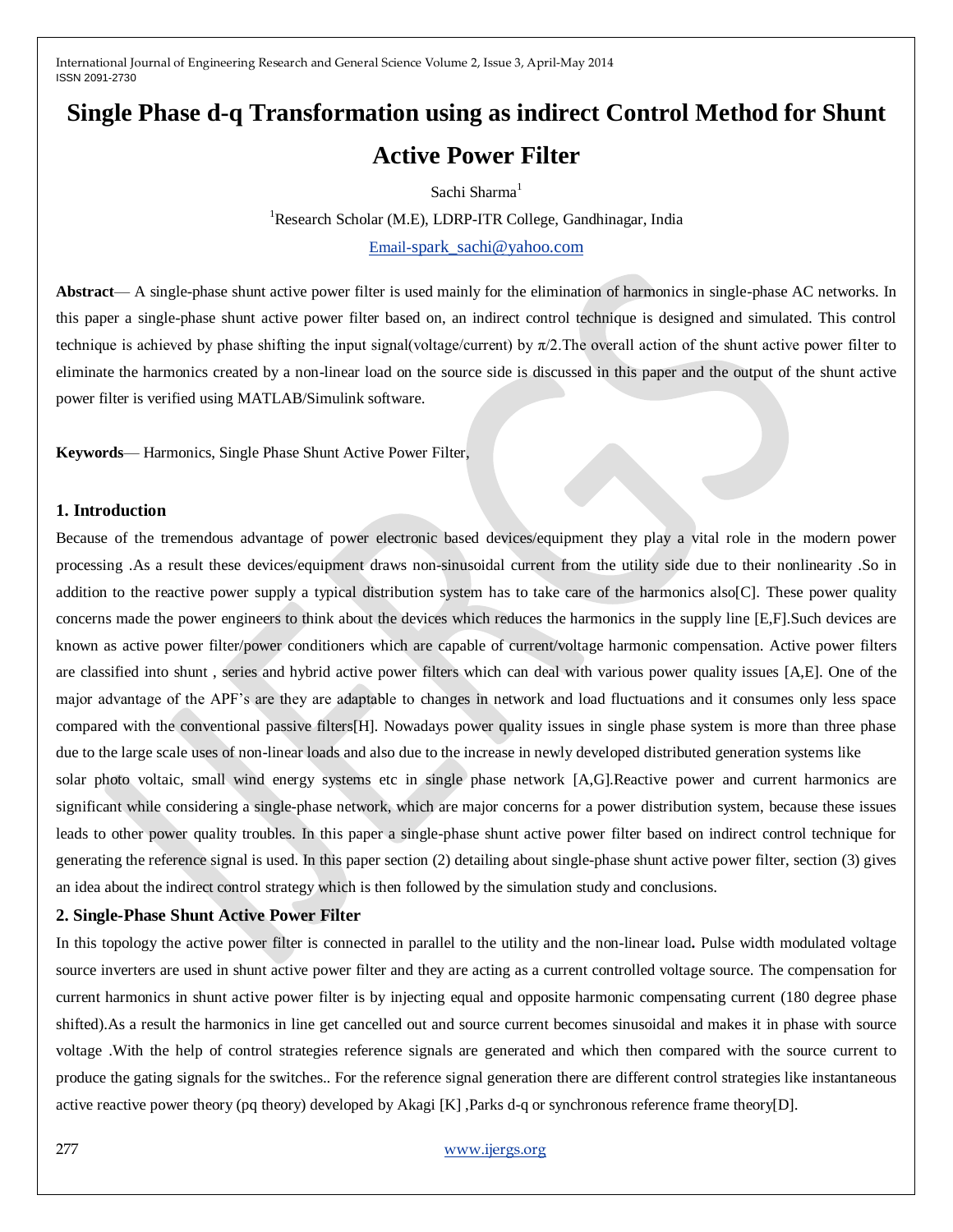# Single Phase d-q Transformation using as indirect Control Method for Shunt Active Power Filter

Sachi Sharma[1]

[1]Research Scholar (M.E), LDRP-ITR College, Gandhinagar, India

Email-spark_sachi@yahoo.com

**Abstract**— A single-phase shunt active power filter is used mainly for the elimination of harmonics in single-phase AC networks. In this paper a single-phase shunt active power filter based on, an indirect control technique is designed and simulated. This control technique is achieved by phase shifting the input signal(voltage/current) by $\pi/2$.The overall action of the shunt active power filter to eliminate the harmonics created by a non-linear load on the source side is discussed in this paper and the output of the shunt active power filter is verified using MATLAB/Simulink software.

**Keywords**— Harmonics, Single Phase Shunt Active Power Filter,

## 1. Introduction

Because of the tremendous advantage of power electronic based devices/equipment they play a vital role in the modern power processing .As a result these devices/equipment draws non-sinusoidal current from the utility side due to their nonlinearity .So in addition to the reactive power supply a typical distribution system has to take care of the harmonics also[C]. These power quality concerns made the power engineers to think about the devices which reduces the harmonics in the supply line [E,F].Such devices are known as active power filter/power conditioners which are capable of current/voltage harmonic compensation. Active power filters are classified into shunt , series and hybrid active power filters which can deal with various power quality issues [A,E]. One of the major advantage of the APF's are they are adaptable to changes in network and load fluctuations and it consumes only less space compared with the conventional passive filters[H]. Nowadays power quality issues in single phase system is more than three phase due to the large scale uses of non-linear loads and also due to the increase in newly developed distributed generation systems like solar photo voltaic, small wind energy systems etc in single phase network [A,G].Reactive power and current harmonics are significant while considering a single-phase network, which are major concerns for a power distribution system, because these issues leads to other power quality troubles. In this paper a single-phase shunt active power filter based on indirect control technique for generating the reference signal is used. In this paper section (2) detailing about single-phase shunt active power filter, section (3) gives an idea about the indirect control strategy which is then followed by the simulation study and conclusions.

## 2. Single-Phase Shunt Active Power Filter

In this topology the active power filter is connected in parallel to the utility and the non-linear load**.** Pulse width modulated voltage source inverters are used in shunt active power filter and they are acting as a current controlled voltage source. The compensation for current harmonics in shunt active power filter is by injecting equal and opposite harmonic compensating current (180 degree phase shifted).As a result the harmonics in line get cancelled out and source current becomes sinusoidal and makes it in phase with source voltage .With the help of control strategies reference signals are generated and which then compared with the source current to produce the gating signals for the switches.. For the reference signal generation there are different control strategies like instantaneous active reactive power theory (pq theory) developed by Akagi [K] ,Parks d-q or synchronous reference frame theory[D].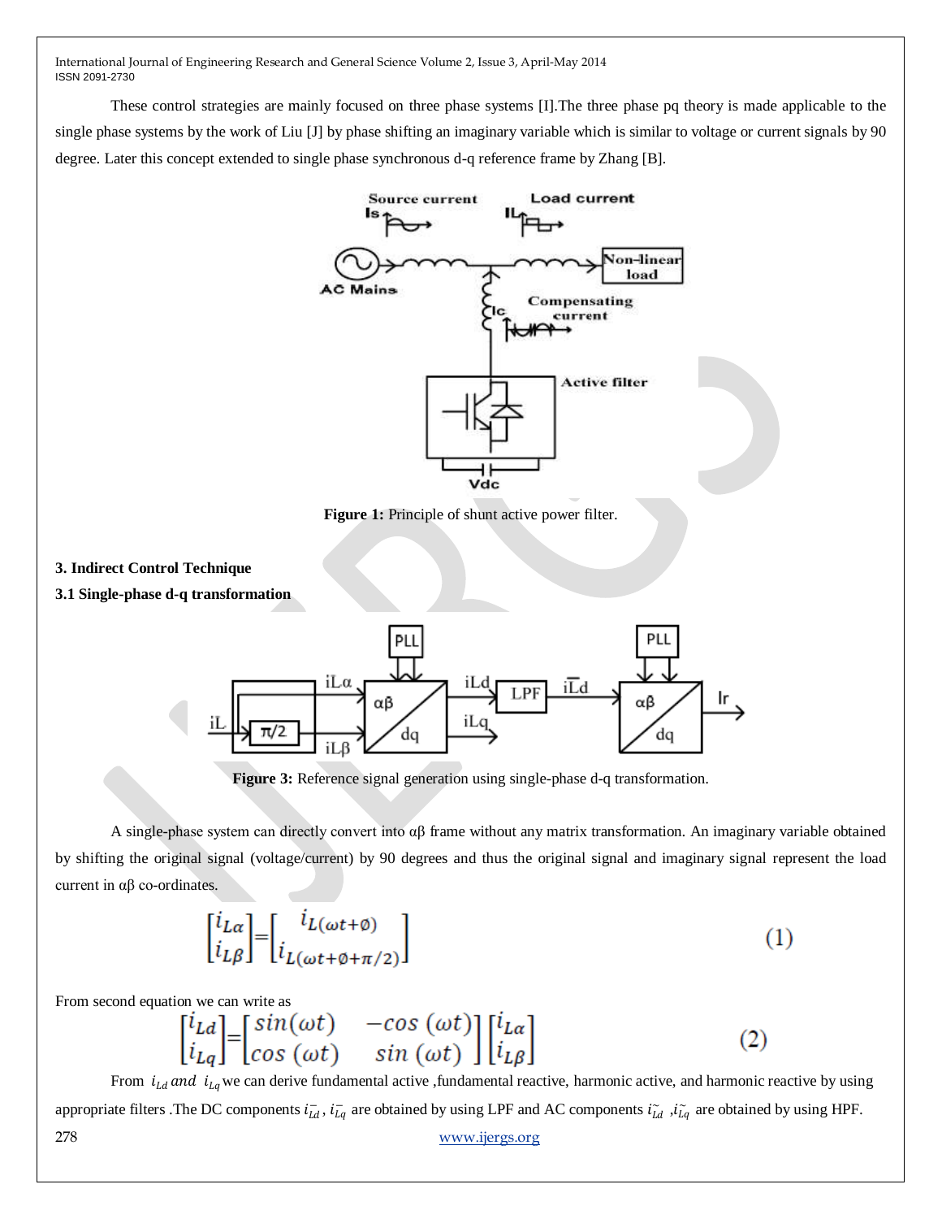These control strategies are mainly focused on three phase systems [I].The three phase pq theory is made applicable to the single phase systems by the work of Liu [J] by phase shifting an imaginary variable which is similar to voltage or current signals by 90 degree. Later this concept extended to single phase synchronous d-q reference frame by Zhang [B].

**Figure 1:** Principle of shunt active power filter.

### 3. Indirect Control Technique

#### 3.1 Single-phase d-q transformation

**Figure 3:** Reference signal generation using single-phase d-q transformation.

A single-phase system can directly convert into αβ frame without any matrix transformation. An imaginary variable obtained by shifting the original signal (voltage/current) by 90 degrees and thus the original signal and imaginary signal represent the load current in αβ co-ordinates.

$$\begin{bmatrix} i_{L\alpha} \\ i_{L\beta} \end{bmatrix} = \begin{bmatrix} i_{L(\omega t+\emptyset)} \\ i_{L(\omega t+\emptyset+\pi/2)} \end{bmatrix} \quad (1)$$

From second equation we can write as

$$\begin{bmatrix} i_{Ld} \\ i_{Lq} \end{bmatrix} = \begin{bmatrix} sin(\omega t) & -cos\,(\omega t) \\ cos\,(\omega t) & sin\,(\omega t) \end{bmatrix} \begin{bmatrix} i_{L\alpha} \\ i_{L\beta} \end{bmatrix} \quad (2)$$

From $i_{Ld}$ *and* $i_{Lq}$ we can derive fundamental active ,fundamental reactive, harmonic active, and harmonic reactive by using appropriate filters .The DC components $i_{\bar{Ld}}$, $i_{\bar{Lq}}$ are obtained by using LPF and AC components $i_{\tilde{Ld}}$ ,$i_{\tilde{Lq}}$ are obtained by using HPF.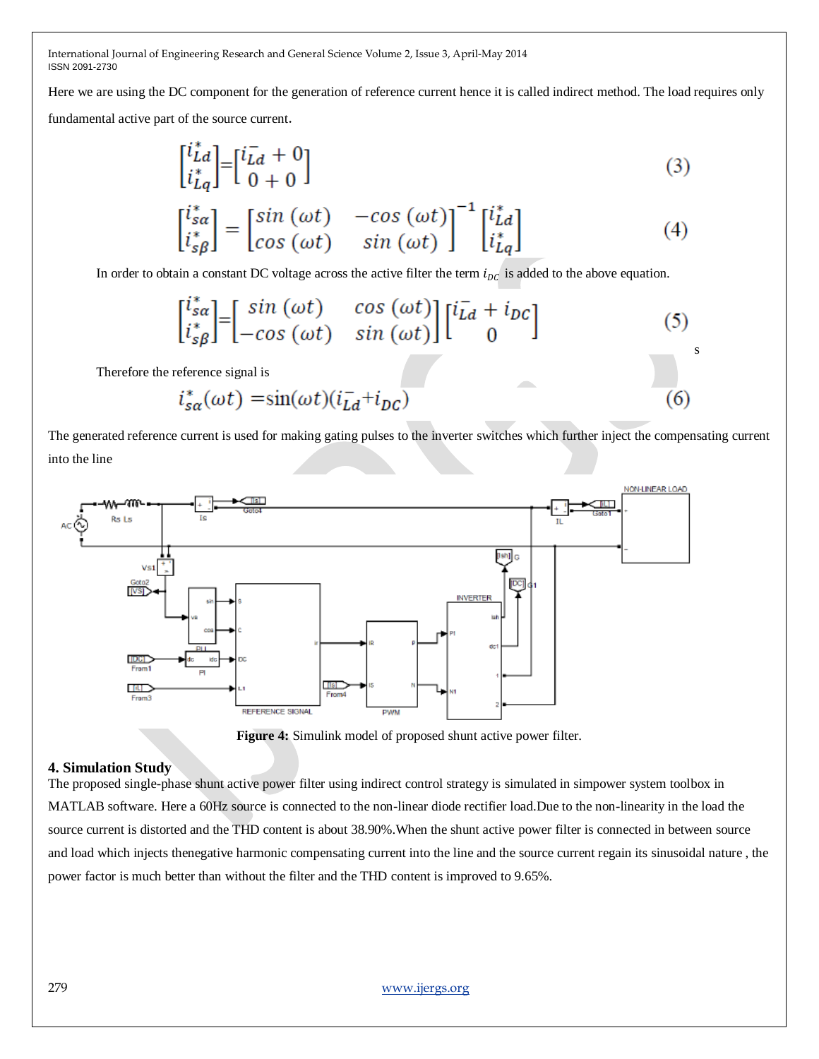Here we are using the DC component for the generation of reference current hence it is called indirect method. The load requires only fundamental active part of the source current.

$$\begin{bmatrix} i_{Ld}^* \\ i_{Lq}^* \end{bmatrix} = \begin{bmatrix} i_{Ld}^- + 0 \\ 0 + 0 \end{bmatrix} \tag{3}$$

$$\begin{bmatrix} i_{s\alpha}^* \\ i_{s\beta}^* \end{bmatrix} = \begin{bmatrix} \sin(\omega t) & -\cos(\omega t) \\ \cos(\omega t) & \sin(\omega t) \end{bmatrix}^{-1} \begin{bmatrix} i_{Ld}^* \\ i_{Lq}^* \end{bmatrix} \tag{4}$$

In order to obtain a constant DC voltage across the active filter the term $i_{DC}$ is added to the above equation.

$$\begin{bmatrix} i_{s\alpha}^* \\ i_{s\beta}^* \end{bmatrix} = \begin{bmatrix} \sin(\omega t) & \cos(\omega t) \\ -\cos(\omega t) & \sin(\omega t) \end{bmatrix} \begin{bmatrix} i_{Ld}^- + i_{DC} \\ 0 \end{bmatrix} \tag{5}$$

s

Therefore the reference signal is

$$i_{s\alpha}^*(\omega t) = \sin(\omega t)(i_{Ld}^- + i_{DC}) \tag{6}$$

The generated reference current is used for making gating pulses to the inverter switches which further inject the compensating current into the line

**Figure 4:** Simulink model of proposed shunt active power filter.

## 4. Simulation Study

The proposed single-phase shunt active power filter using indirect control strategy is simulated in simpower system toolbox in MATLAB software. Here a 60Hz source is connected to the non-linear diode rectifier load.Due to the non-linearity in the load the source current is distorted and the THD content is about 38.90%.When the shunt active power filter is connected in between source and load which injects thenegative harmonic compensating current into the line and the source current regain its sinusoidal nature , the power factor is much better than without the filter and the THD content is improved to 9.65%.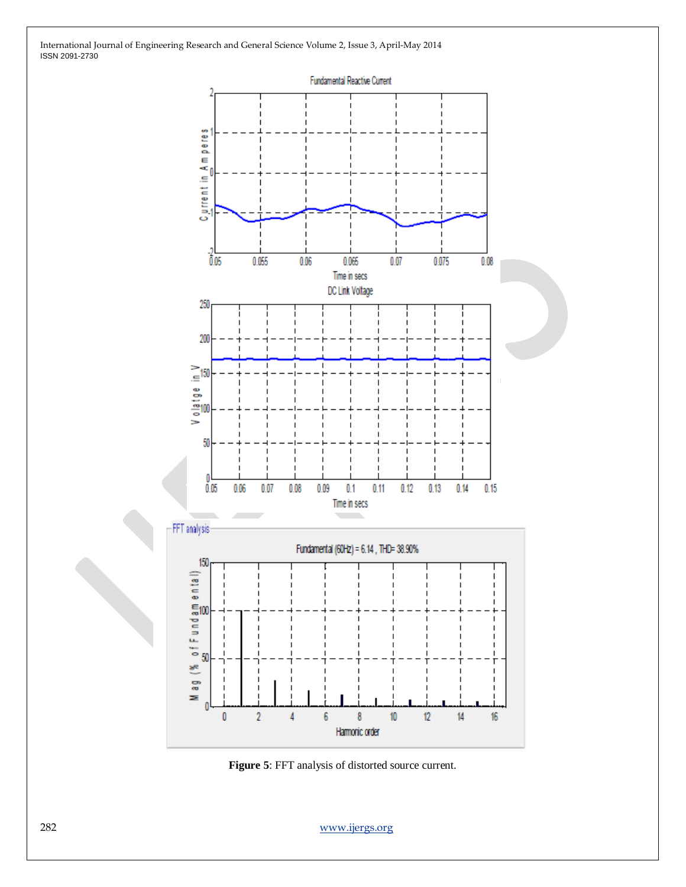**Figure 5**: FFT analysis of distorted source current.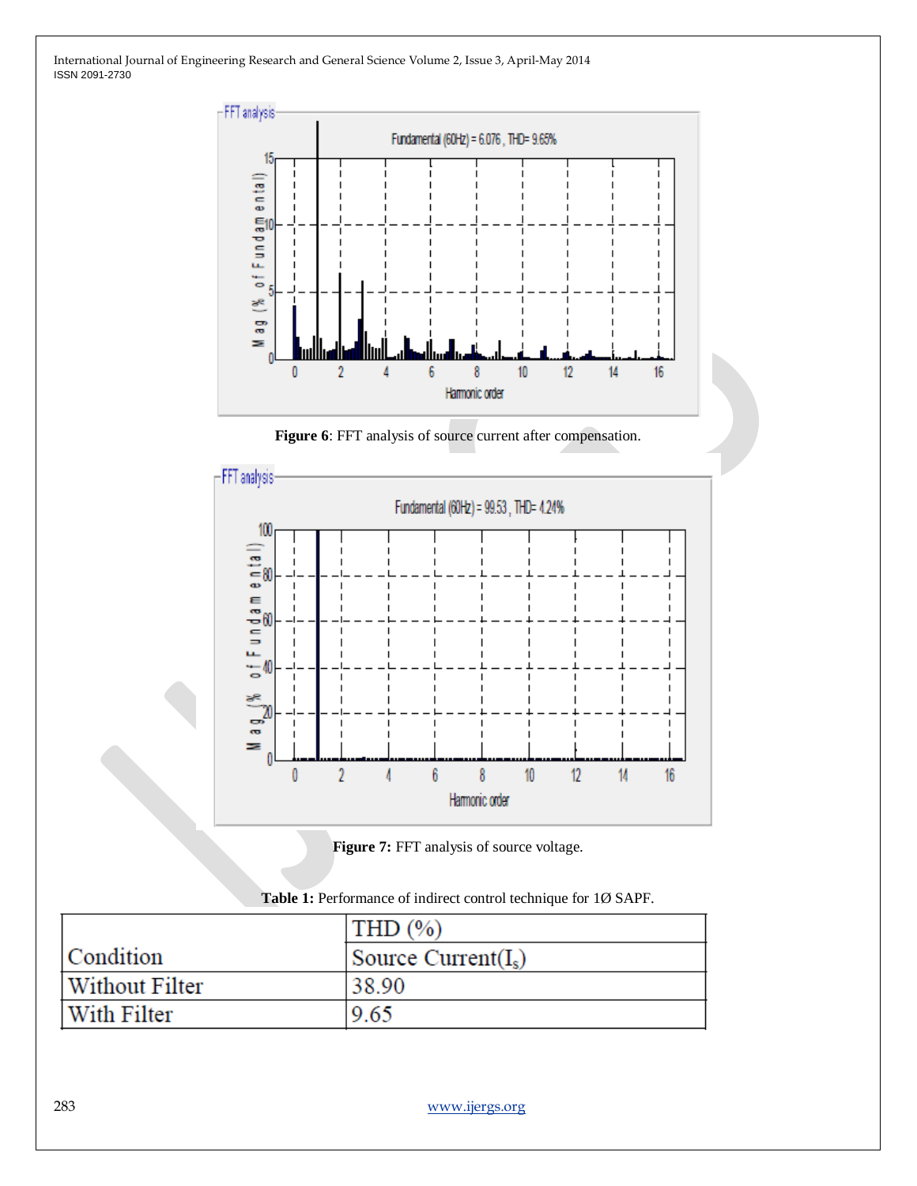**Figure 6**: FFT analysis of source current after compensation.

**Figure 7:** FFT analysis of source voltage.

**Table 1:** Performance of indirect control technique for 1Ø SAPF.

| Condition | THD (%) Source Current($I_s$) |
|---|---|
| Without Filter | 38.90 |
| With Filter | 9.65 |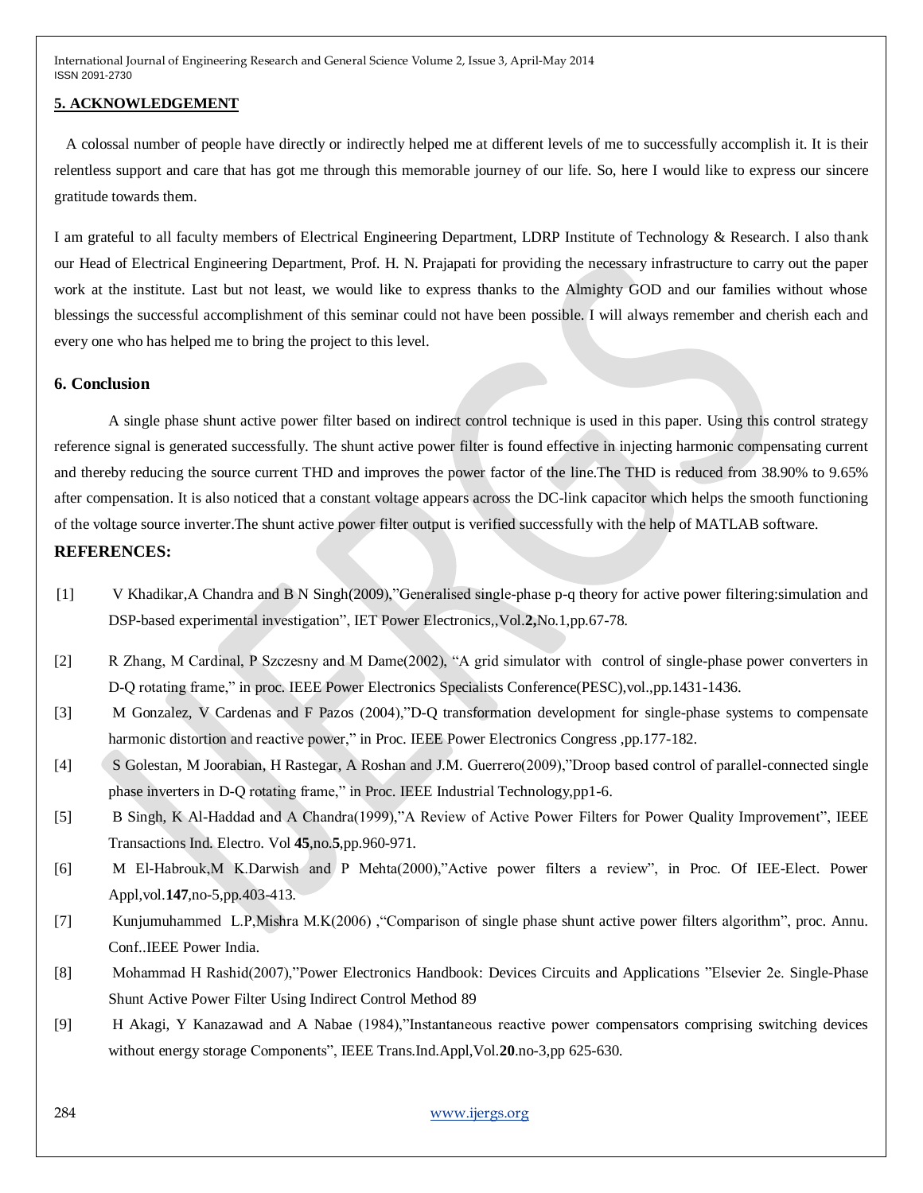## 5. ACKNOWLEDGEMENT

A colossal number of people have directly or indirectly helped me at different levels of me to successfully accomplish it. It is their relentless support and care that has got me through this memorable journey of our life. So, here I would like to express our sincere gratitude towards them.

I am grateful to all faculty members of Electrical Engineering Department, LDRP Institute of Technology & Research. I also thank our Head of Electrical Engineering Department, Prof. H. N. Prajapati for providing the necessary infrastructure to carry out the paper work at the institute. Last but not least, we would like to express thanks to the Almighty GOD and our families without whose blessings the successful accomplishment of this seminar could not have been possible. I will always remember and cherish each and every one who has helped me to bring the project to this level.

## 6. Conclusion

A single phase shunt active power filter based on indirect control technique is used in this paper. Using this control strategy reference signal is generated successfully. The shunt active power filter is found effective in injecting harmonic compensating current and thereby reducing the source current THD and improves the power factor of the line.The THD is reduced from 38.90% to 9.65% after compensation. It is also noticed that a constant voltage appears across the DC-link capacitor which helps the smooth functioning of the voltage source inverter.The shunt active power filter output is verified successfully with the help of MATLAB software.

## REFERENCES:

[1] V Khadikar,A Chandra and B N Singh(2009),"Generalised single-phase p-q theory for active power filtering:simulation and DSP-based experimental investigation", IET Power Electronics,,Vol.**2,**No.1,pp.67-78.

[2] R Zhang, M Cardinal, P Szczesny and M Dame(2002), "A grid simulator with control of single-phase power converters in D-Q rotating frame," in proc. IEEE Power Electronics Specialists Conference(PESC),vol.,pp.1431-1436.

[3] M Gonzalez, V Cardenas and F Pazos (2004),"D-Q transformation development for single-phase systems to compensate harmonic distortion and reactive power," in Proc. IEEE Power Electronics Congress ,pp.177-182.

[4] S Golestan, M Joorabian, H Rastegar, A Roshan and J.M. Guerrero(2009),"Droop based control of parallel-connected single phase inverters in D-Q rotating frame," in Proc. IEEE Industrial Technology,pp1-6.

[5] B Singh, K Al-Haddad and A Chandra(1999),"A Review of Active Power Filters for Power Quality Improvement", IEEE Transactions Ind. Electro. Vol **45**,no.**5**,pp.960-971.

[6] M El-Habrouk,M K.Darwish and P Mehta(2000),"Active power filters a review", in Proc. Of IEE-Elect. Power Appl,vol.**147**,no-5,pp.403-413.

[7] Kunjumuhammed L.P,Mishra M.K(2006) ,"Comparison of single phase shunt active power filters algorithm", proc. Annu. Conf..IEEE Power India.

[8] Mohammad H Rashid(2007),"Power Electronics Handbook: Devices Circuits and Applications "Elsevier 2e. Single-Phase Shunt Active Power Filter Using Indirect Control Method 89

[9] H Akagi, Y Kanazawad and A Nabae (1984),"Instantaneous reactive power compensators comprising switching devices without energy storage Components", IEEE Trans.Ind.Appl,Vol.**20**.no-3,pp 625-630.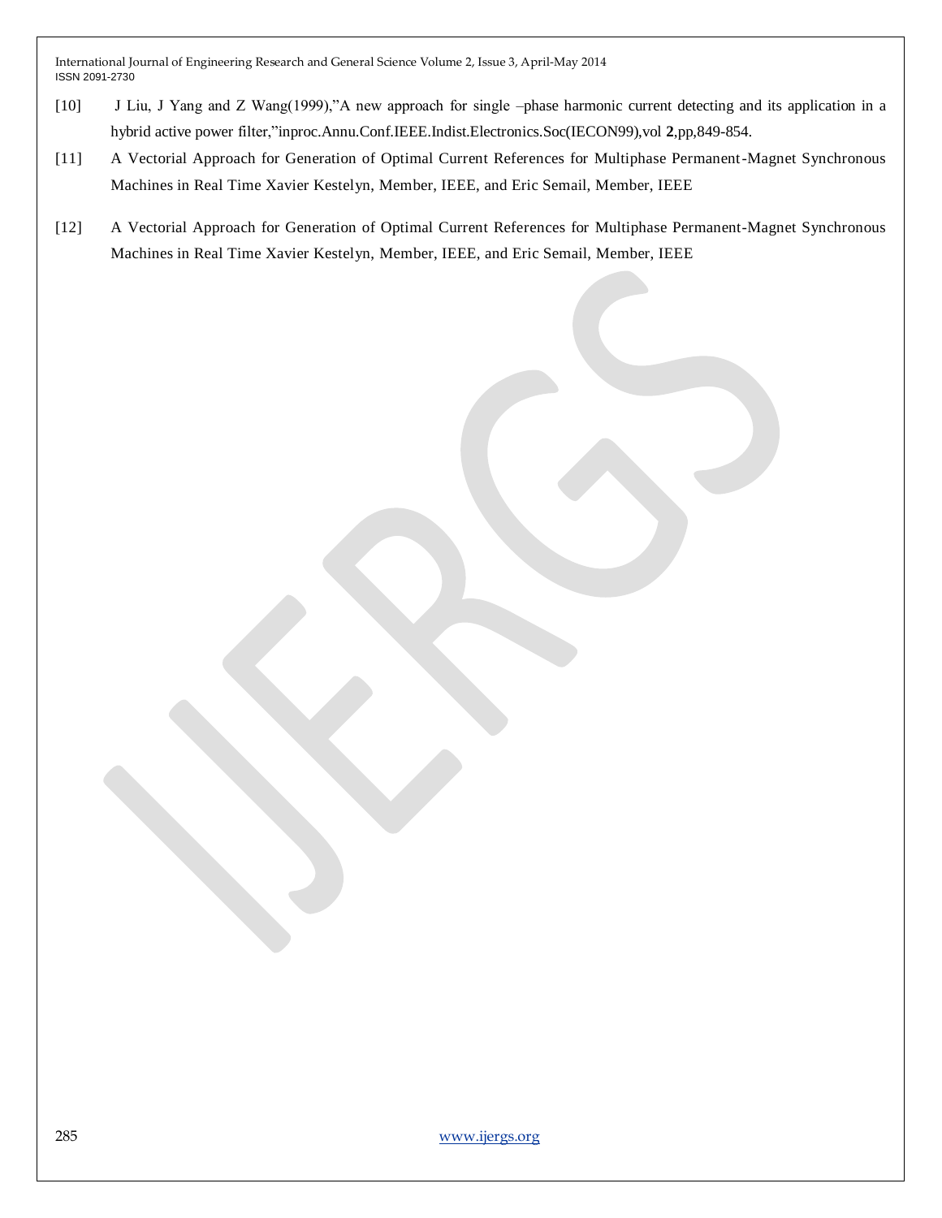[10] J Liu, J Yang and Z Wang(1999),"A new approach for single –phase harmonic current detecting and its application in a hybrid active power filter,"inproc.Annu.Conf.IEEE.Indist.Electronics.Soc(IECON99),vol **2**,pp,849-854.

[11] A Vectorial Approach for Generation of Optimal Current References for Multiphase Permanent-Magnet Synchronous Machines in Real Time Xavier Kestelyn, Member, IEEE, and Eric Semail, Member, IEEE

[12] A Vectorial Approach for Generation of Optimal Current References for Multiphase Permanent-Magnet Synchronous Machines in Real Time Xavier Kestelyn, Member, IEEE, and Eric Semail, Member, IEEE